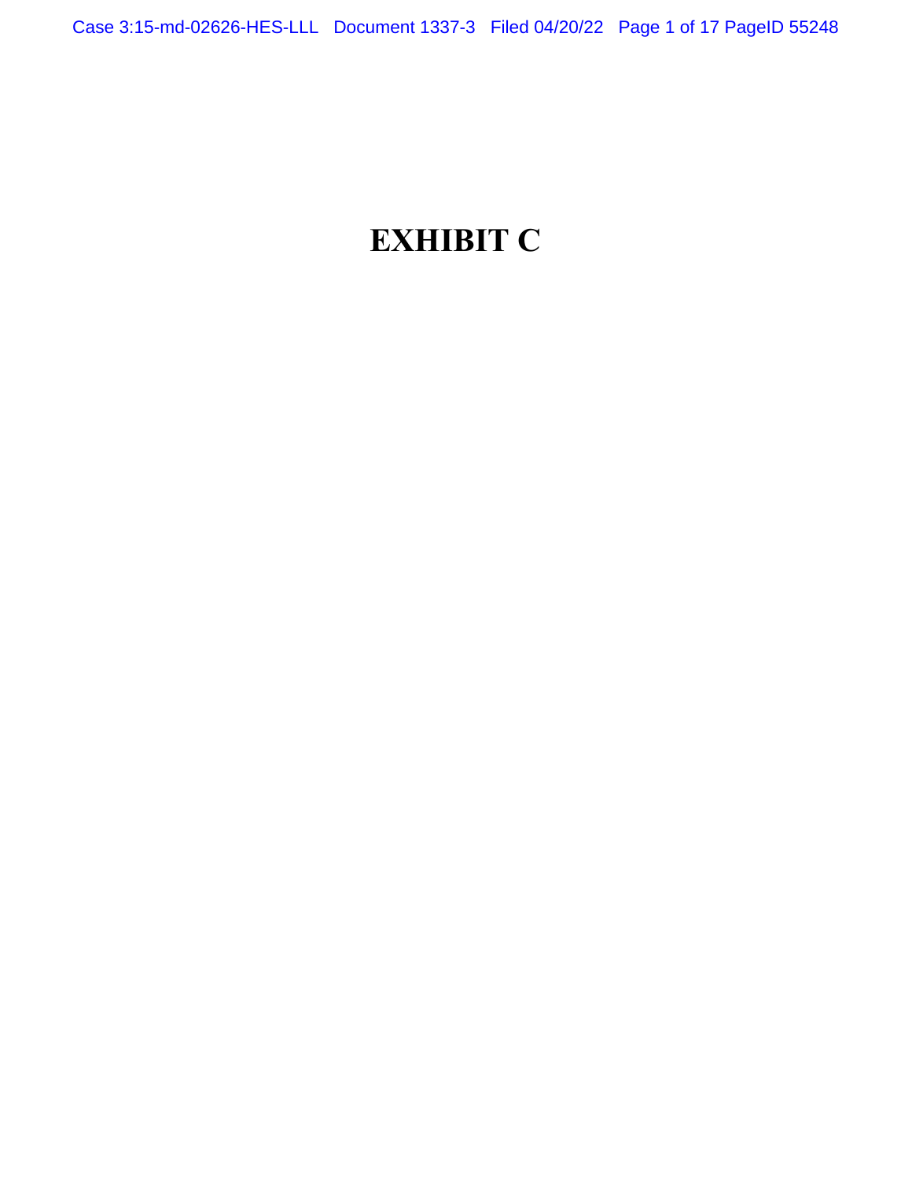# EXHIBIT C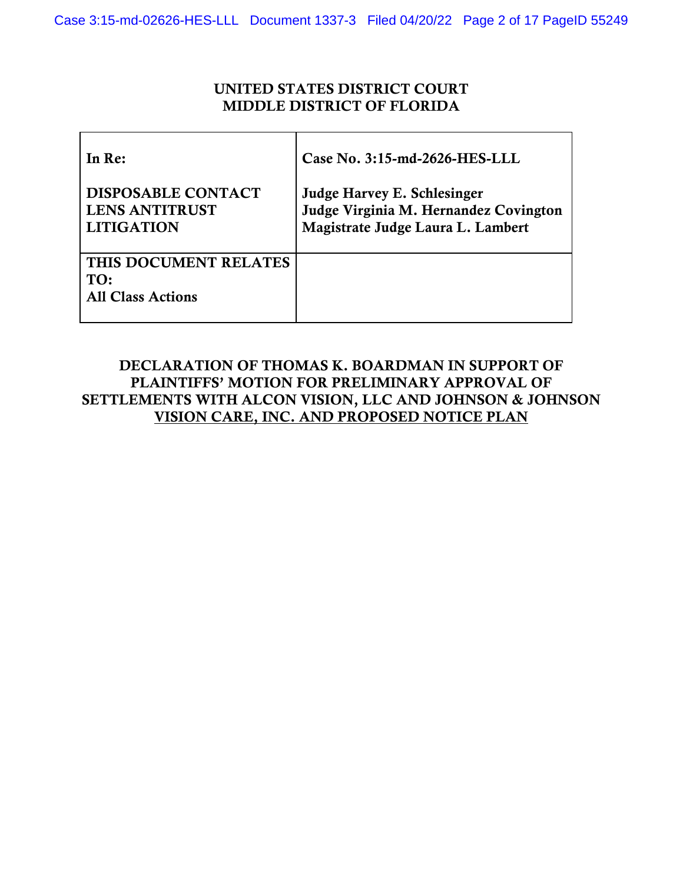UNITED STATES DISTRICT COURT
MIDDLE DISTRICT OF FLORIDA

| **In Re:**<br><br>**DISPOSABLE CONTACT LENS ANTITRUST LITIGATION** | **Case No. 3:15-md-2626-HES-LLL**<br><br>**Judge Harvey E. Schlesinger**<br>**Judge Virginia M. Hernandez Covington**<br>**Magistrate Judge Laura L. Lambert** |
|---|---|
| **THIS DOCUMENT RELATES TO:**<br>**All Class Actions** | |

**DECLARATION OF THOMAS K. BOARDMAN IN SUPPORT OF PLAINTIFFS' MOTION FOR PRELIMINARY APPROVAL OF SETTLEMENTS WITH ALCON VISION, LLC AND JOHNSON & JOHNSON VISION CARE, INC. AND PROPOSED NOTICE PLAN**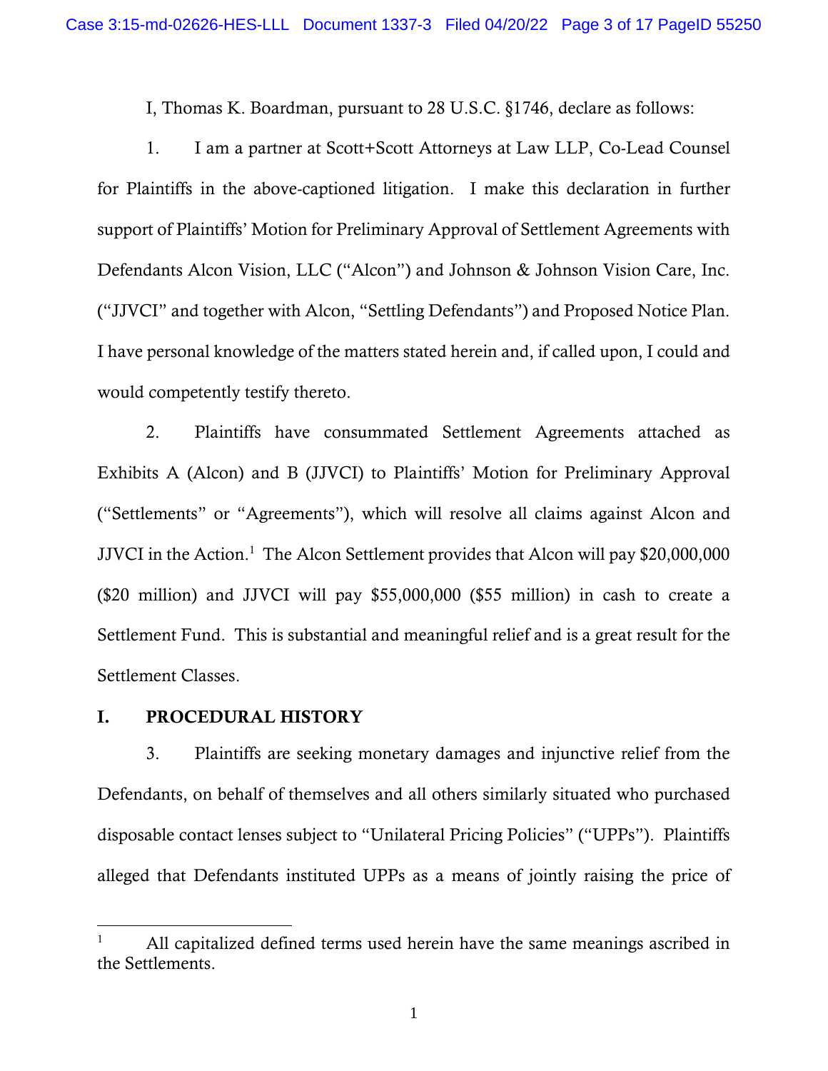I, Thomas K. Boardman, pursuant to 28 U.S.C. §1746, declare as follows:

1. I am a partner at Scott+Scott Attorneys at Law LLP, Co-Lead Counsel for Plaintiffs in the above-captioned litigation. I make this declaration in further support of Plaintiffs' Motion for Preliminary Approval of Settlement Agreements with Defendants Alcon Vision, LLC ("Alcon") and Johnson & Johnson Vision Care, Inc. ("JJVCI" and together with Alcon, "Settling Defendants") and Proposed Notice Plan. I have personal knowledge of the matters stated herein and, if called upon, I could and would competently testify thereto.

2. Plaintiffs have consummated Settlement Agreements attached as Exhibits A (Alcon) and B (JJVCI) to Plaintiffs' Motion for Preliminary Approval ("Settlements" or "Agreements"), which will resolve all claims against Alcon and JJVCI in the Action.[1] The Alcon Settlement provides that Alcon will pay $20,000,000 ($20 million) and JJVCI will pay $55,000,000 ($55 million) in cash to create a Settlement Fund. This is substantial and meaningful relief and is a great result for the Settlement Classes.

## I. PROCEDURAL HISTORY

3. Plaintiffs are seeking monetary damages and injunctive relief from the Defendants, on behalf of themselves and all others similarly situated who purchased disposable contact lenses subject to "Unilateral Pricing Policies" ("UPPs"). Plaintiffs alleged that Defendants instituted UPPs as a means of jointly raising the price of

[1] All capitalized defined terms used herein have the same meanings ascribed in the Settlements.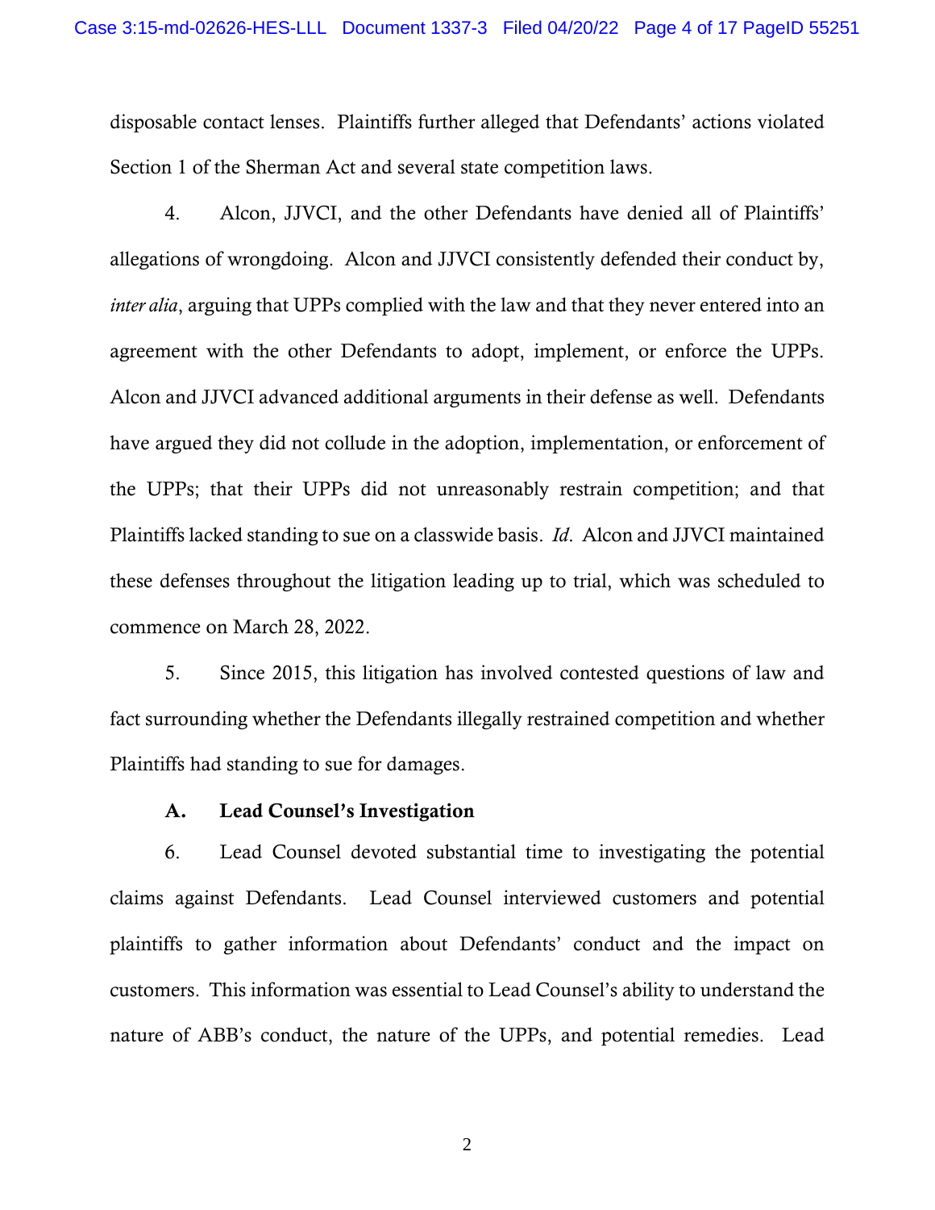disposable contact lenses. Plaintiffs further alleged that Defendants' actions violated Section 1 of the Sherman Act and several state competition laws.

4. Alcon, JJVCI, and the other Defendants have denied all of Plaintiffs' allegations of wrongdoing. Alcon and JJVCI consistently defended their conduct by, *inter alia*, arguing that UPPs complied with the law and that they never entered into an agreement with the other Defendants to adopt, implement, or enforce the UPPs. Alcon and JJVCI advanced additional arguments in their defense as well. Defendants have argued they did not collude in the adoption, implementation, or enforcement of the UPPs; that their UPPs did not unreasonably restrain competition; and that Plaintiffs lacked standing to sue on a classwide basis. *Id.* Alcon and JJVCI maintained these defenses throughout the litigation leading up to trial, which was scheduled to commence on March 28, 2022.

5. Since 2015, this litigation has involved contested questions of law and fact surrounding whether the Defendants illegally restrained competition and whether Plaintiffs had standing to sue for damages.

### A. Lead Counsel's Investigation

6. Lead Counsel devoted substantial time to investigating the potential claims against Defendants. Lead Counsel interviewed customers and potential plaintiffs to gather information about Defendants' conduct and the impact on customers. This information was essential to Lead Counsel's ability to understand the nature of ABB's conduct, the nature of the UPPs, and potential remedies. Lead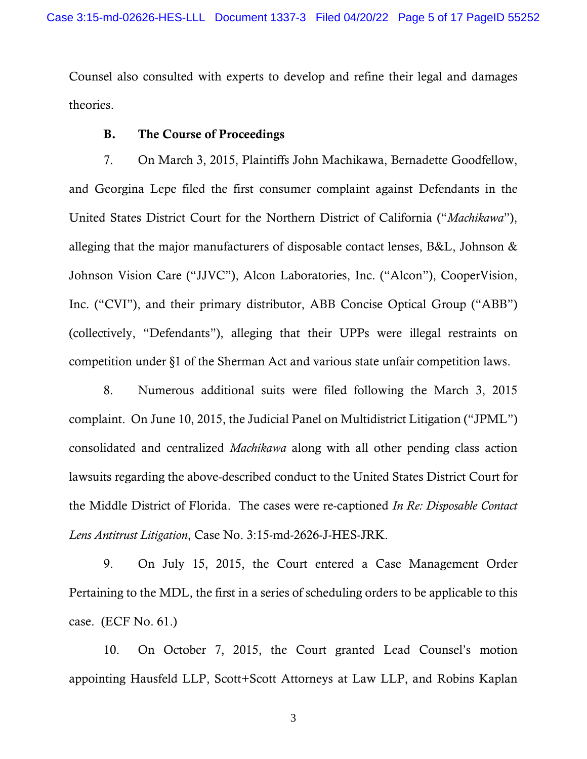Counsel also consulted with experts to develop and refine their legal and damages theories.

### B. The Course of Proceedings

7. On March 3, 2015, Plaintiffs John Machikawa, Bernadette Goodfellow, and Georgina Lepe filed the first consumer complaint against Defendants in the United States District Court for the Northern District of California ("*Machikawa*"), alleging that the major manufacturers of disposable contact lenses, B&L, Johnson & Johnson Vision Care ("JJVC"), Alcon Laboratories, Inc. ("Alcon"), CooperVision, Inc. ("CVI"), and their primary distributor, ABB Concise Optical Group ("ABB") (collectively, "Defendants"), alleging that their UPPs were illegal restraints on competition under §1 of the Sherman Act and various state unfair competition laws.

8. Numerous additional suits were filed following the March 3, 2015 complaint. On June 10, 2015, the Judicial Panel on Multidistrict Litigation ("JPML") consolidated and centralized *Machikawa* along with all other pending class action lawsuits regarding the above-described conduct to the United States District Court for the Middle District of Florida. The cases were re-captioned *In Re: Disposable Contact Lens Antitrust Litigation*, Case No. 3:15-md-2626-J-HES-JRK.

9. On July 15, 2015, the Court entered a Case Management Order Pertaining to the MDL, the first in a series of scheduling orders to be applicable to this case. (ECF No. 61.)

10. On October 7, 2015, the Court granted Lead Counsel's motion appointing Hausfeld LLP, Scott+Scott Attorneys at Law LLP, and Robins Kaplan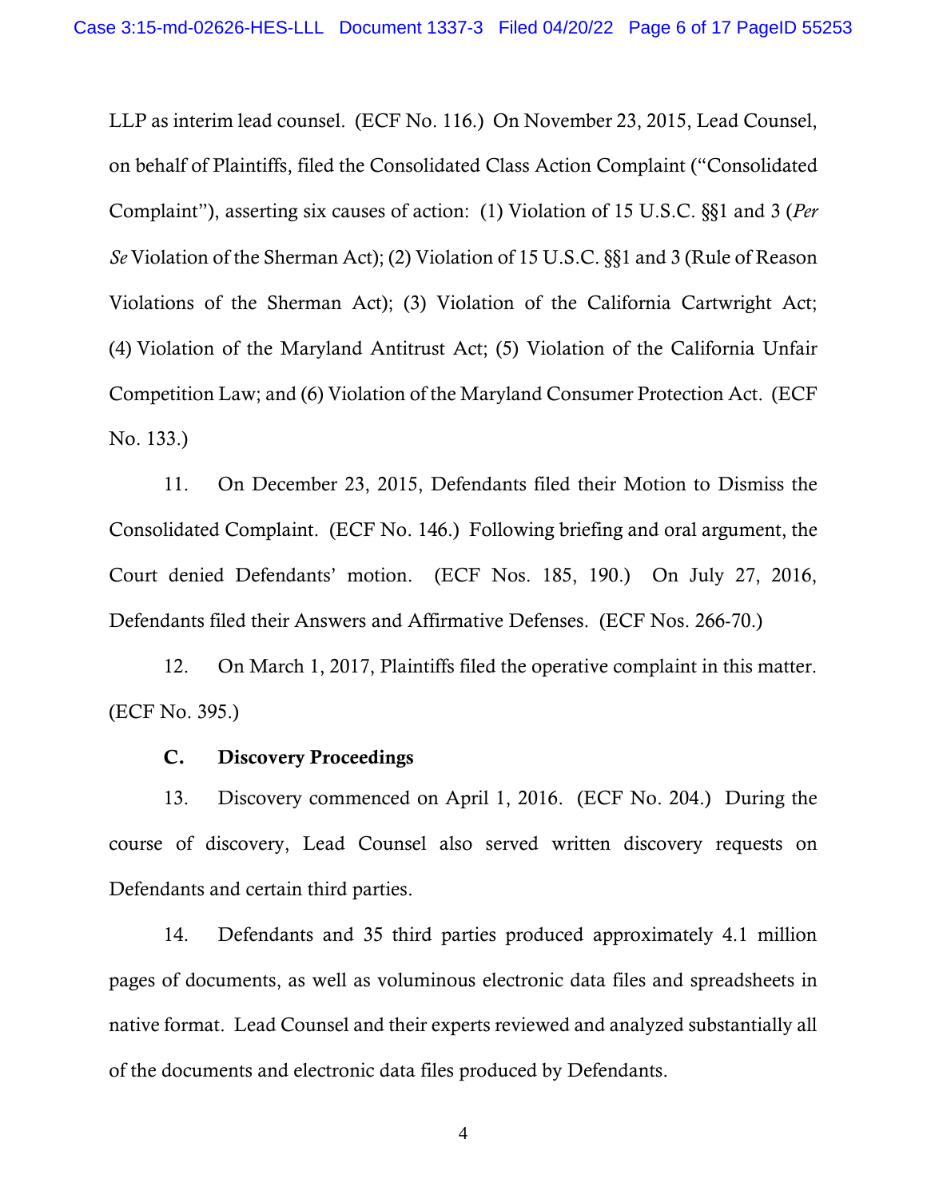LLP as interim lead counsel. (ECF No. 116.) On November 23, 2015, Lead Counsel, on behalf of Plaintiffs, filed the Consolidated Class Action Complaint ("Consolidated Complaint"), asserting six causes of action: (1) Violation of 15 U.S.C. §§1 and 3 (*Per Se* Violation of the Sherman Act); (2) Violation of 15 U.S.C. §§1 and 3 (Rule of Reason Violations of the Sherman Act); (3) Violation of the California Cartwright Act; (4) Violation of the Maryland Antitrust Act; (5) Violation of the California Unfair Competition Law; and (6) Violation of the Maryland Consumer Protection Act. (ECF No. 133.)

11. On December 23, 2015, Defendants filed their Motion to Dismiss the Consolidated Complaint. (ECF No. 146.) Following briefing and oral argument, the Court denied Defendants' motion. (ECF Nos. 185, 190.) On July 27, 2016, Defendants filed their Answers and Affirmative Defenses. (ECF Nos. 266-70.)

12. On March 1, 2017, Plaintiffs filed the operative complaint in this matter. (ECF No. 395.)

### C. Discovery Proceedings

13. Discovery commenced on April 1, 2016. (ECF No. 204.) During the course of discovery, Lead Counsel also served written discovery requests on Defendants and certain third parties.

14. Defendants and 35 third parties produced approximately 4.1 million pages of documents, as well as voluminous electronic data files and spreadsheets in native format. Lead Counsel and their experts reviewed and analyzed substantially all of the documents and electronic data files produced by Defendants.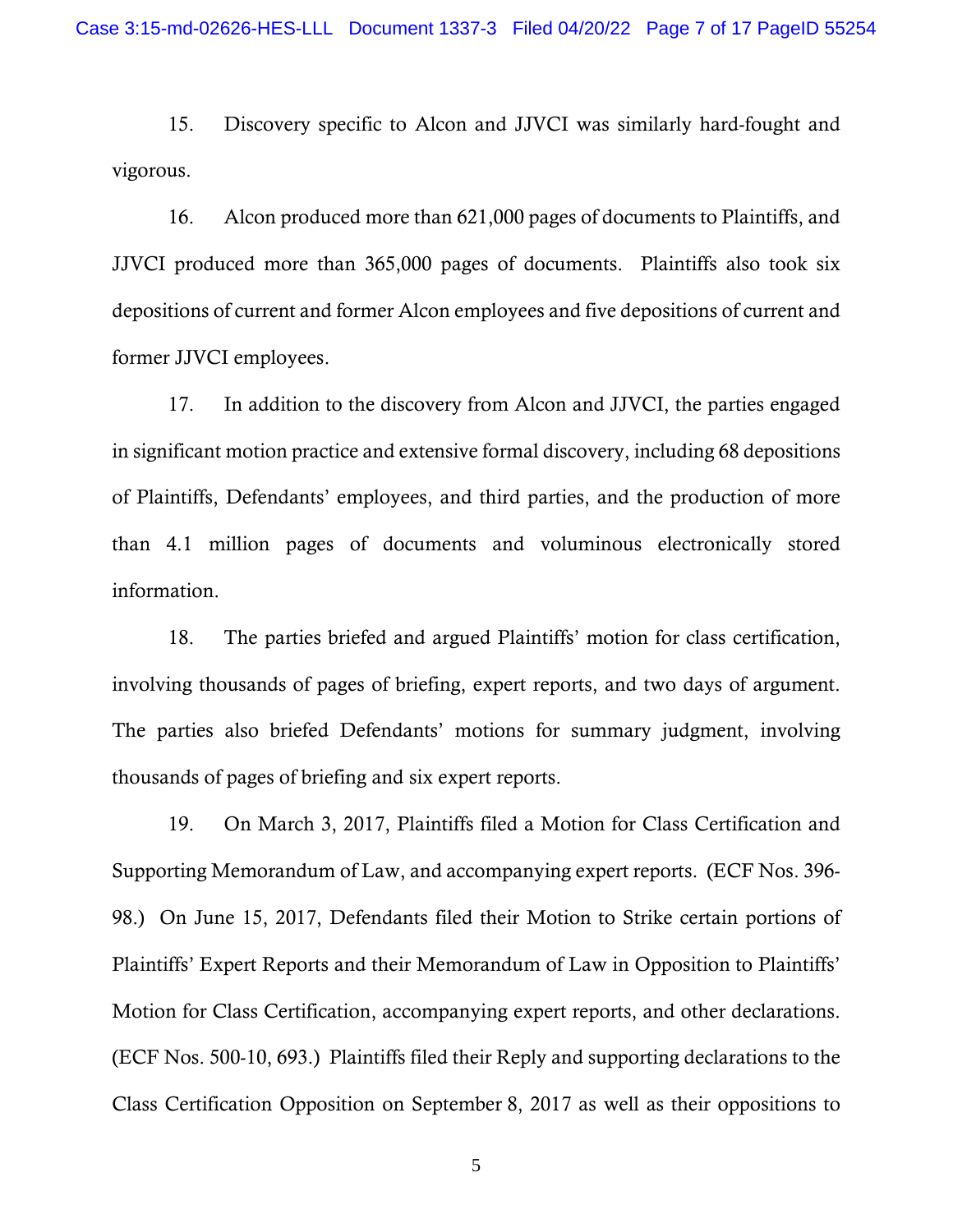15. Discovery specific to Alcon and JJVCI was similarly hard-fought and vigorous.

16. Alcon produced more than 621,000 pages of documents to Plaintiffs, and JJVCI produced more than 365,000 pages of documents. Plaintiffs also took six depositions of current and former Alcon employees and five depositions of current and former JJVCI employees.

17. In addition to the discovery from Alcon and JJVCI, the parties engaged in significant motion practice and extensive formal discovery, including 68 depositions of Plaintiffs, Defendants' employees, and third parties, and the production of more than 4.1 million pages of documents and voluminous electronically stored information.

18. The parties briefed and argued Plaintiffs' motion for class certification, involving thousands of pages of briefing, expert reports, and two days of argument. The parties also briefed Defendants' motions for summary judgment, involving thousands of pages of briefing and six expert reports.

19. On March 3, 2017, Plaintiffs filed a Motion for Class Certification and Supporting Memorandum of Law, and accompanying expert reports. (ECF Nos. 396-98.) On June 15, 2017, Defendants filed their Motion to Strike certain portions of Plaintiffs' Expert Reports and their Memorandum of Law in Opposition to Plaintiffs' Motion for Class Certification, accompanying expert reports, and other declarations. (ECF Nos. 500-10, 693.) Plaintiffs filed their Reply and supporting declarations to the Class Certification Opposition on September 8, 2017 as well as their oppositions to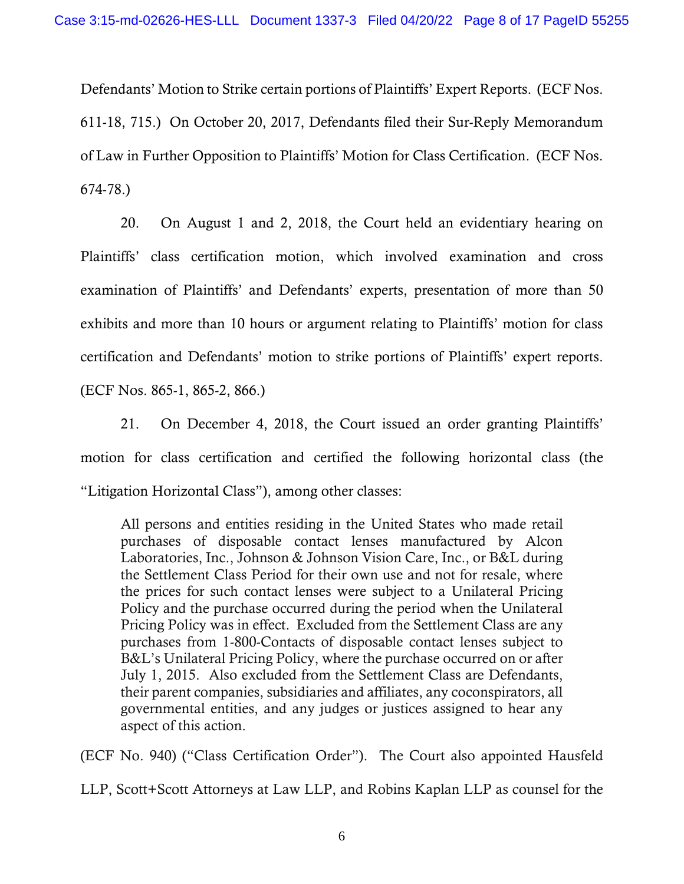Defendants' Motion to Strike certain portions of Plaintiffs' Expert Reports. (ECF Nos. 611-18, 715.) On October 20, 2017, Defendants filed their Sur-Reply Memorandum of Law in Further Opposition to Plaintiffs' Motion for Class Certification. (ECF Nos. 674-78.)

20. On August 1 and 2, 2018, the Court held an evidentiary hearing on Plaintiffs' class certification motion, which involved examination and cross examination of Plaintiffs' and Defendants' experts, presentation of more than 50 exhibits and more than 10 hours or argument relating to Plaintiffs' motion for class certification and Defendants' motion to strike portions of Plaintiffs' expert reports. (ECF Nos. 865-1, 865-2, 866.)

21. On December 4, 2018, the Court issued an order granting Plaintiffs' motion for class certification and certified the following horizontal class (the "Litigation Horizontal Class"), among other classes:

> All persons and entities residing in the United States who made retail purchases of disposable contact lenses manufactured by Alcon Laboratories, Inc., Johnson & Johnson Vision Care, Inc., or B&L during the Settlement Class Period for their own use and not for resale, where the prices for such contact lenses were subject to a Unilateral Pricing Policy and the purchase occurred during the period when the Unilateral Pricing Policy was in effect. Excluded from the Settlement Class are any purchases from 1-800-Contacts of disposable contact lenses subject to B&L's Unilateral Pricing Policy, where the purchase occurred on or after July 1, 2015. Also excluded from the Settlement Class are Defendants, their parent companies, subsidiaries and affiliates, any coconspirators, all governmental entities, and any judges or justices assigned to hear any aspect of this action.

(ECF No. 940) ("Class Certification Order"). The Court also appointed Hausfeld LLP, Scott+Scott Attorneys at Law LLP, and Robins Kaplan LLP as counsel for the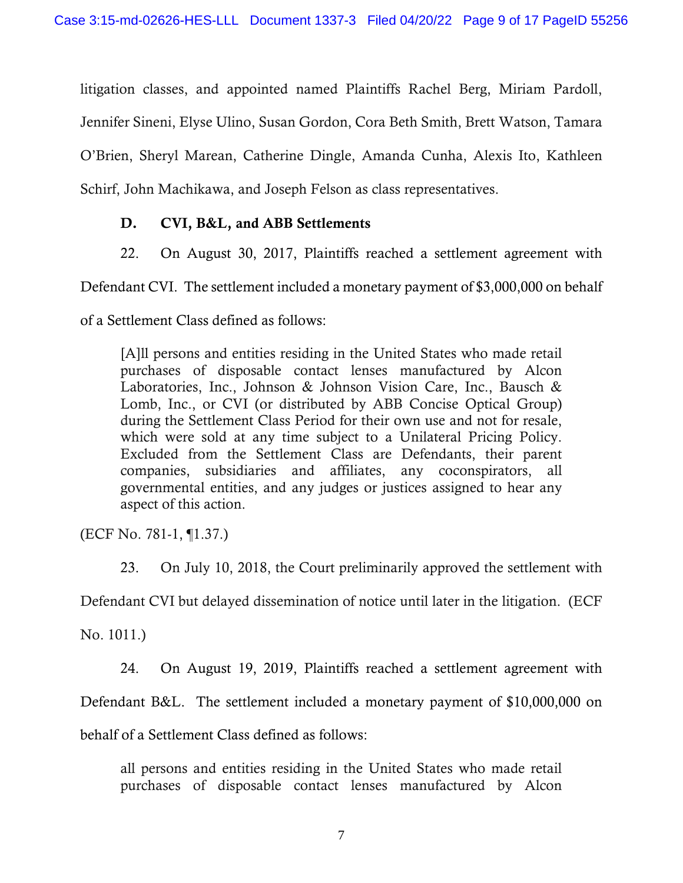litigation classes, and appointed named Plaintiffs Rachel Berg, Miriam Pardoll, Jennifer Sineni, Elyse Ulino, Susan Gordon, Cora Beth Smith, Brett Watson, Tamara O'Brien, Sheryl Marean, Catherine Dingle, Amanda Cunha, Alexis Ito, Kathleen Schirf, John Machikawa, and Joseph Felson as class representatives.

### D. CVI, B&L, and ABB Settlements

22. On August 30, 2017, Plaintiffs reached a settlement agreement with Defendant CVI. The settlement included a monetary payment of $3,000,000 on behalf of a Settlement Class defined as follows:

> [A]ll persons and entities residing in the United States who made retail purchases of disposable contact lenses manufactured by Alcon Laboratories, Inc., Johnson & Johnson Vision Care, Inc., Bausch & Lomb, Inc., or CVI (or distributed by ABB Concise Optical Group) during the Settlement Class Period for their own use and not for resale, which were sold at any time subject to a Unilateral Pricing Policy. Excluded from the Settlement Class are Defendants, their parent companies, subsidiaries and affiliates, any coconspirators, all governmental entities, and any judges or justices assigned to hear any aspect of this action.

(ECF No. 781-1, ¶1.37.)

23. On July 10, 2018, the Court preliminarily approved the settlement with Defendant CVI but delayed dissemination of notice until later in the litigation. (ECF No. 1011.)

24. On August 19, 2019, Plaintiffs reached a settlement agreement with Defendant B&L. The settlement included a monetary payment of $10,000,000 on behalf of a Settlement Class defined as follows:

> all persons and entities residing in the United States who made retail purchases of disposable contact lenses manufactured by Alcon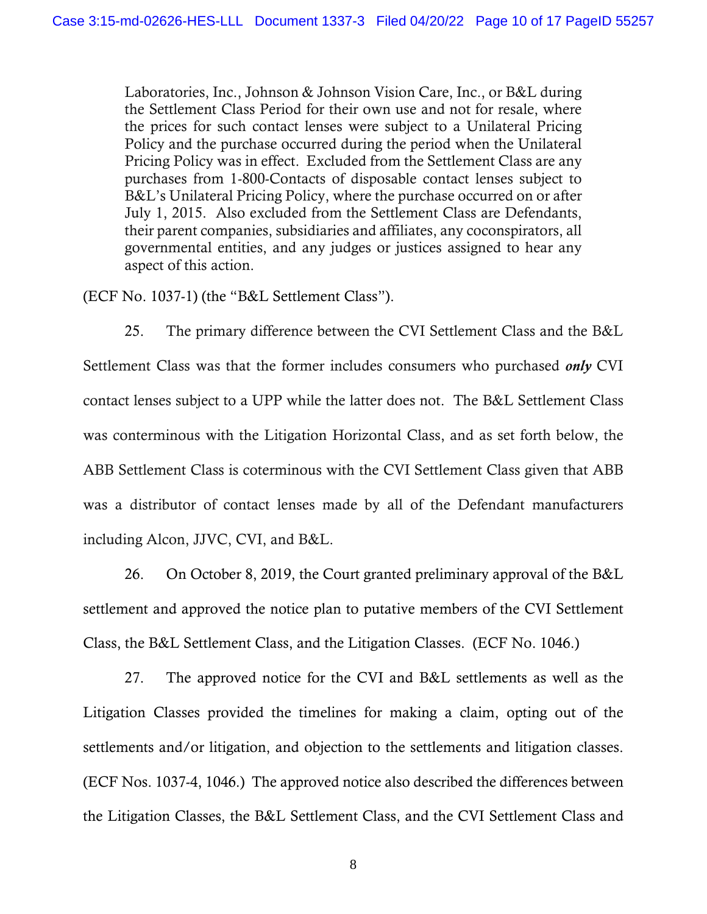> Laboratories, Inc., Johnson & Johnson Vision Care, Inc., or B&L during the Settlement Class Period for their own use and not for resale, where the prices for such contact lenses were subject to a Unilateral Pricing Policy and the purchase occurred during the period when the Unilateral Pricing Policy was in effect. Excluded from the Settlement Class are any purchases from 1-800-Contacts of disposable contact lenses subject to B&L's Unilateral Pricing Policy, where the purchase occurred on or after July 1, 2015. Also excluded from the Settlement Class are Defendants, their parent companies, subsidiaries and affiliates, any coconspirators, all governmental entities, and any judges or justices assigned to hear any aspect of this action.

(ECF No. 1037-1) (the "B&L Settlement Class").

25. The primary difference between the CVI Settlement Class and the B&L Settlement Class was that the former includes consumers who purchased ***only*** CVI contact lenses subject to a UPP while the latter does not. The B&L Settlement Class was conterminous with the Litigation Horizontal Class, and as set forth below, the ABB Settlement Class is coterminous with the CVI Settlement Class given that ABB was a distributor of contact lenses made by all of the Defendant manufacturers including Alcon, JJVC, CVI, and B&L.

26. On October 8, 2019, the Court granted preliminary approval of the B&L settlement and approved the notice plan to putative members of the CVI Settlement Class, the B&L Settlement Class, and the Litigation Classes. (ECF No. 1046.)

27. The approved notice for the CVI and B&L settlements as well as the Litigation Classes provided the timelines for making a claim, opting out of the settlements and/or litigation, and objection to the settlements and litigation classes. (ECF Nos. 1037-4, 1046.) The approved notice also described the differences between the Litigation Classes, the B&L Settlement Class, and the CVI Settlement Class and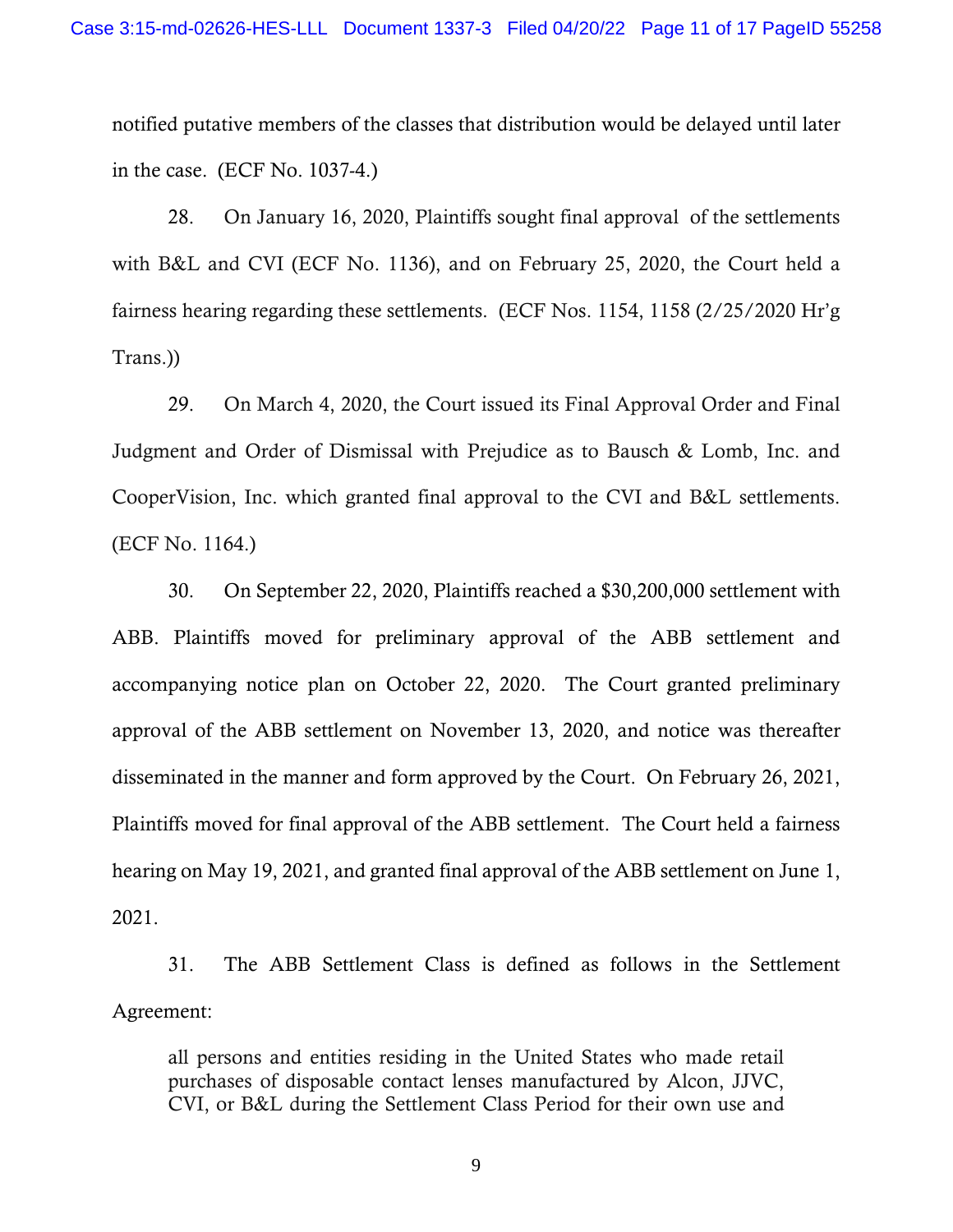notified putative members of the classes that distribution would be delayed until later in the case. (ECF No. 1037-4.)

28. On January 16, 2020, Plaintiffs sought final approval of the settlements with B&L and CVI (ECF No. 1136), and on February 25, 2020, the Court held a fairness hearing regarding these settlements. (ECF Nos. 1154, 1158 (2/25/2020 Hr'g Trans.))

29. On March 4, 2020, the Court issued its Final Approval Order and Final Judgment and Order of Dismissal with Prejudice as to Bausch & Lomb, Inc. and CooperVision, Inc. which granted final approval to the CVI and B&L settlements. (ECF No. 1164.)

30. On September 22, 2020, Plaintiffs reached a $30,200,000 settlement with ABB. Plaintiffs moved for preliminary approval of the ABB settlement and accompanying notice plan on October 22, 2020. The Court granted preliminary approval of the ABB settlement on November 13, 2020, and notice was thereafter disseminated in the manner and form approved by the Court. On February 26, 2021, Plaintiffs moved for final approval of the ABB settlement. The Court held a fairness hearing on May 19, 2021, and granted final approval of the ABB settlement on June 1, 2021.

31. The ABB Settlement Class is defined as follows in the Settlement Agreement:

> all persons and entities residing in the United States who made retail purchases of disposable contact lenses manufactured by Alcon, JJVC, CVI, or B&L during the Settlement Class Period for their own use and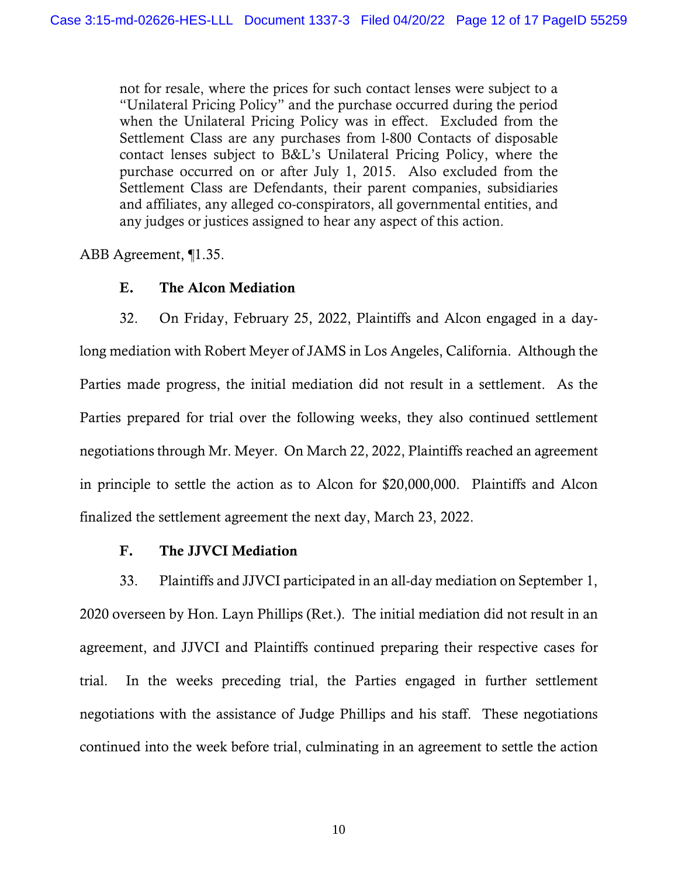> not for resale, where the prices for such contact lenses were subject to a "Unilateral Pricing Policy" and the purchase occurred during the period when the Unilateral Pricing Policy was in effect. Excluded from the Settlement Class are any purchases from 1-800 Contacts of disposable contact lenses subject to B&L's Unilateral Pricing Policy, where the purchase occurred on or after July 1, 2015. Also excluded from the Settlement Class are Defendants, their parent companies, subsidiaries and affiliates, any alleged co-conspirators, all governmental entities, and any judges or justices assigned to hear any aspect of this action.

ABB Agreement, ¶1.35.

### E. The Alcon Mediation

32. On Friday, February 25, 2022, Plaintiffs and Alcon engaged in a day-long mediation with Robert Meyer of JAMS in Los Angeles, California. Although the Parties made progress, the initial mediation did not result in a settlement. As the Parties prepared for trial over the following weeks, they also continued settlement negotiations through Mr. Meyer. On March 22, 2022, Plaintiffs reached an agreement in principle to settle the action as to Alcon for $20,000,000. Plaintiffs and Alcon finalized the settlement agreement the next day, March 23, 2022.

### F. The JJVCI Mediation

33. Plaintiffs and JJVCI participated in an all-day mediation on September 1, 2020 overseen by Hon. Layn Phillips (Ret.). The initial mediation did not result in an agreement, and JJVCI and Plaintiffs continued preparing their respective cases for trial. In the weeks preceding trial, the Parties engaged in further settlement negotiations with the assistance of Judge Phillips and his staff. These negotiations continued into the week before trial, culminating in an agreement to settle the action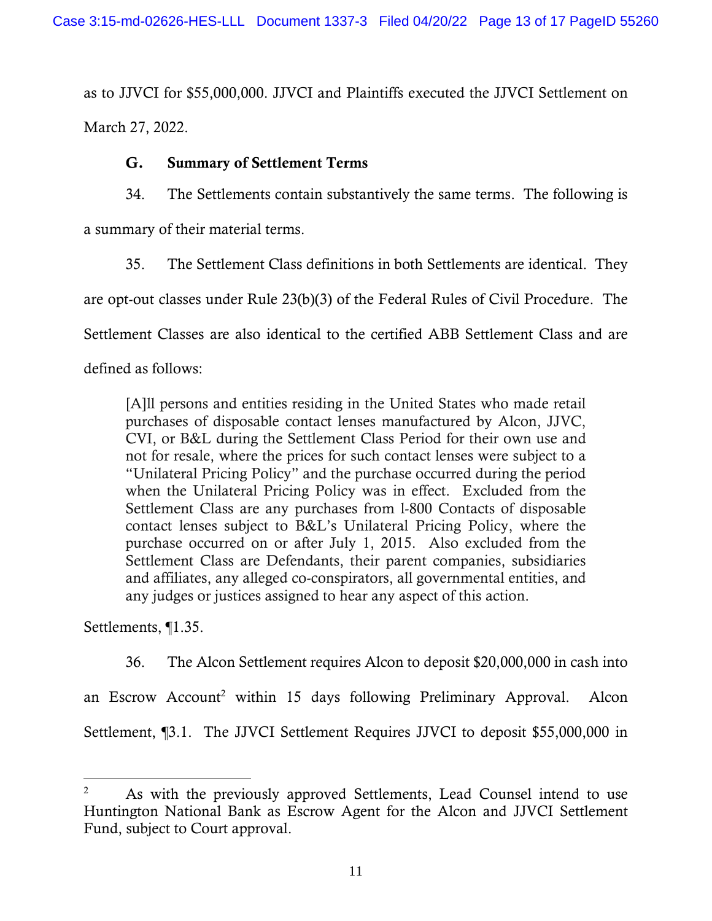as to JJVCI for $55,000,000. JJVCI and Plaintiffs executed the JJVCI Settlement on March 27, 2022.

### G. Summary of Settlement Terms

34. The Settlements contain substantively the same terms. The following is a summary of their material terms.

35. The Settlement Class definitions in both Settlements are identical. They are opt-out classes under Rule 23(b)(3) of the Federal Rules of Civil Procedure. The Settlement Classes are also identical to the certified ABB Settlement Class and are defined as follows:

> [A]ll persons and entities residing in the United States who made retail purchases of disposable contact lenses manufactured by Alcon, JJVC, CVI, or B&L during the Settlement Class Period for their own use and not for resale, where the prices for such contact lenses were subject to a "Unilateral Pricing Policy" and the purchase occurred during the period when the Unilateral Pricing Policy was in effect. Excluded from the Settlement Class are any purchases from 1-800 Contacts of disposable contact lenses subject to B&L's Unilateral Pricing Policy, where the purchase occurred on or after July 1, 2015. Also excluded from the Settlement Class are Defendants, their parent companies, subsidiaries and affiliates, any alleged co-conspirators, all governmental entities, and any judges or justices assigned to hear any aspect of this action.

Settlements, ¶1.35.

36. The Alcon Settlement requires Alcon to deposit $20,000,000 in cash into an Escrow Account[2] within 15 days following Preliminary Approval. Alcon Settlement, ¶3.1. The JJVCI Settlement Requires JJVCI to deposit $55,000,000 in

---

[2] As with the previously approved Settlements, Lead Counsel intend to use Huntington National Bank as Escrow Agent for the Alcon and JJVCI Settlement Fund, subject to Court approval.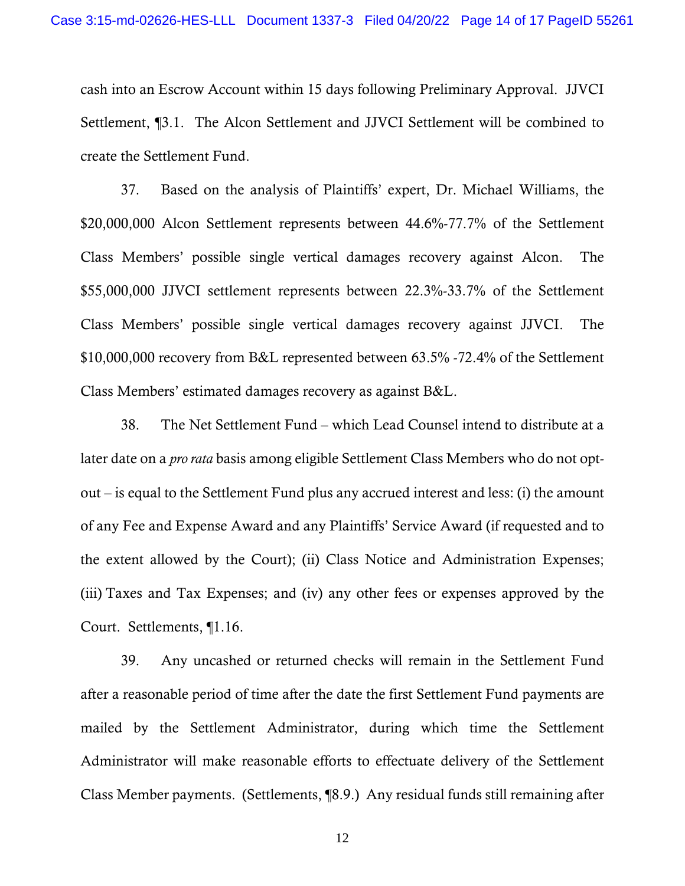cash into an Escrow Account within 15 days following Preliminary Approval. JJVCI Settlement, ¶3.1. The Alcon Settlement and JJVCI Settlement will be combined to create the Settlement Fund.

37. Based on the analysis of Plaintiffs' expert, Dr. Michael Williams, the $20,000,000 Alcon Settlement represents between 44.6%-77.7% of the Settlement Class Members' possible single vertical damages recovery against Alcon. The $55,000,000 JJVCI settlement represents between 22.3%-33.7% of the Settlement Class Members' possible single vertical damages recovery against JJVCI. The $10,000,000 recovery from B&L represented between 63.5% -72.4% of the Settlement Class Members' estimated damages recovery as against B&L.

38. The Net Settlement Fund – which Lead Counsel intend to distribute at a later date on a *pro rata* basis among eligible Settlement Class Members who do not opt-out – is equal to the Settlement Fund plus any accrued interest and less: (i) the amount of any Fee and Expense Award and any Plaintiffs' Service Award (if requested and to the extent allowed by the Court); (ii) Class Notice and Administration Expenses; (iii) Taxes and Tax Expenses; and (iv) any other fees or expenses approved by the Court. Settlements, ¶1.16.

39. Any uncashed or returned checks will remain in the Settlement Fund after a reasonable period of time after the date the first Settlement Fund payments are mailed by the Settlement Administrator, during which time the Settlement Administrator will make reasonable efforts to effectuate delivery of the Settlement Class Member payments. (Settlements, ¶8.9.) Any residual funds still remaining after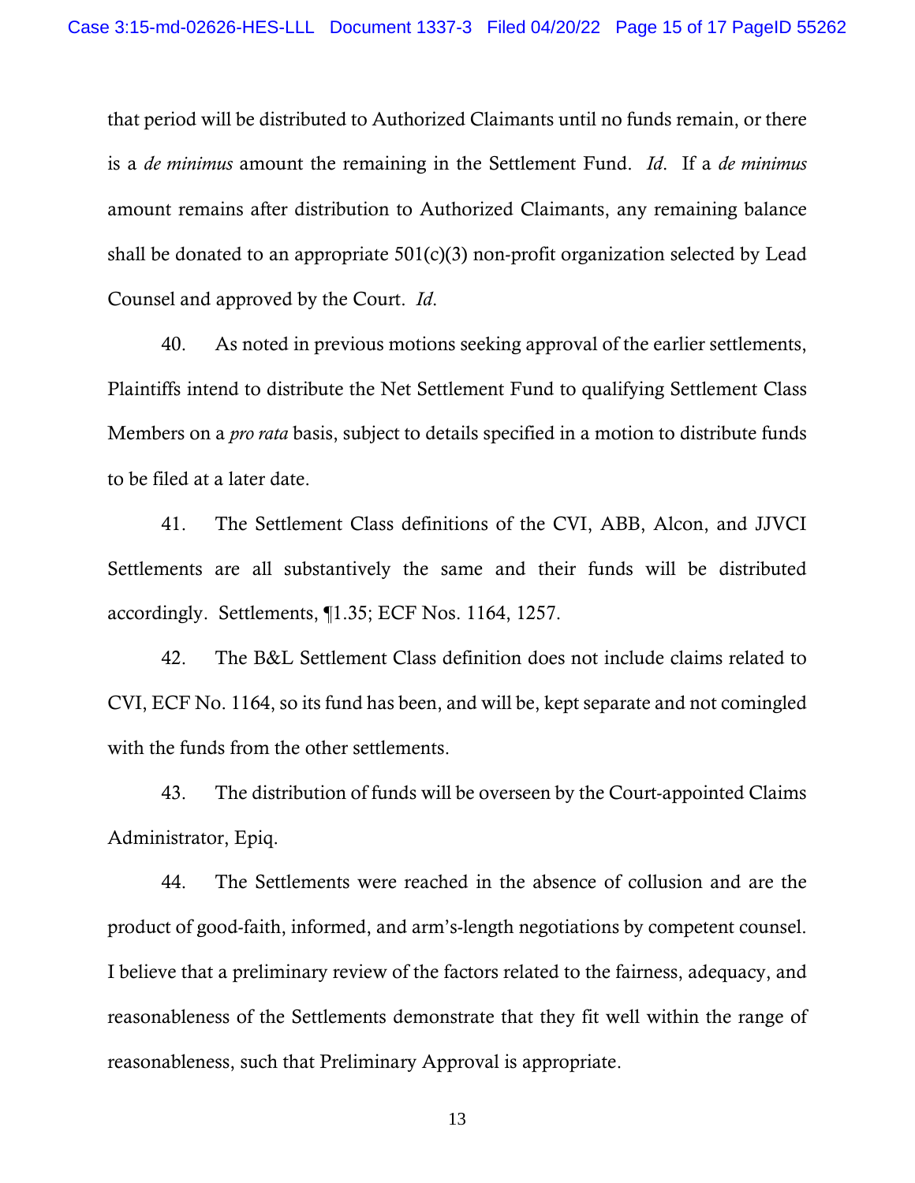that period will be distributed to Authorized Claimants until no funds remain, or there is a *de minimus* amount the remaining in the Settlement Fund. *Id*. If a *de minimus* amount remains after distribution to Authorized Claimants, any remaining balance shall be donated to an appropriate 501(c)(3) non-profit organization selected by Lead Counsel and approved by the Court. *Id*.

40. As noted in previous motions seeking approval of the earlier settlements, Plaintiffs intend to distribute the Net Settlement Fund to qualifying Settlement Class Members on a *pro rata* basis, subject to details specified in a motion to distribute funds to be filed at a later date.

41. The Settlement Class definitions of the CVI, ABB, Alcon, and JJVCI Settlements are all substantively the same and their funds will be distributed accordingly. Settlements, ¶1.35; ECF Nos. 1164, 1257.

42. The B&L Settlement Class definition does not include claims related to CVI, ECF No. 1164, so its fund has been, and will be, kept separate and not comingled with the funds from the other settlements.

43. The distribution of funds will be overseen by the Court-appointed Claims Administrator, Epiq.

44. The Settlements were reached in the absence of collusion and are the product of good-faith, informed, and arm's-length negotiations by competent counsel. I believe that a preliminary review of the factors related to the fairness, adequacy, and reasonableness of the Settlements demonstrate that they fit well within the range of reasonableness, such that Preliminary Approval is appropriate.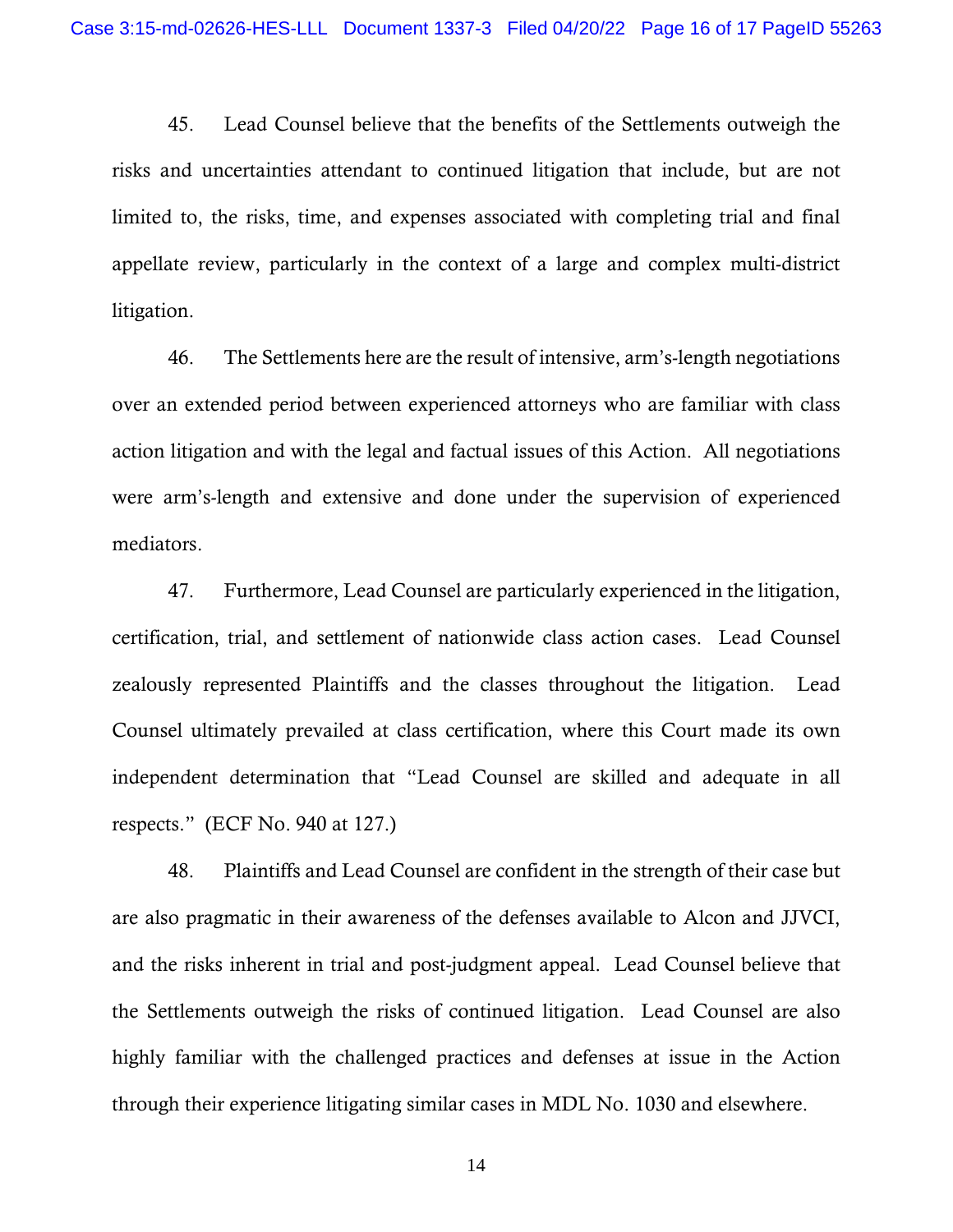45. Lead Counsel believe that the benefits of the Settlements outweigh the risks and uncertainties attendant to continued litigation that include, but are not limited to, the risks, time, and expenses associated with completing trial and final appellate review, particularly in the context of a large and complex multi-district litigation.

46. The Settlements here are the result of intensive, arm's-length negotiations over an extended period between experienced attorneys who are familiar with class action litigation and with the legal and factual issues of this Action. All negotiations were arm's-length and extensive and done under the supervision of experienced mediators.

47. Furthermore, Lead Counsel are particularly experienced in the litigation, certification, trial, and settlement of nationwide class action cases. Lead Counsel zealously represented Plaintiffs and the classes throughout the litigation. Lead Counsel ultimately prevailed at class certification, where this Court made its own independent determination that "Lead Counsel are skilled and adequate in all respects." (ECF No. 940 at 127.)

48. Plaintiffs and Lead Counsel are confident in the strength of their case but are also pragmatic in their awareness of the defenses available to Alcon and JJVCI, and the risks inherent in trial and post-judgment appeal. Lead Counsel believe that the Settlements outweigh the risks of continued litigation. Lead Counsel are also highly familiar with the challenged practices and defenses at issue in the Action through their experience litigating similar cases in MDL No. 1030 and elsewhere.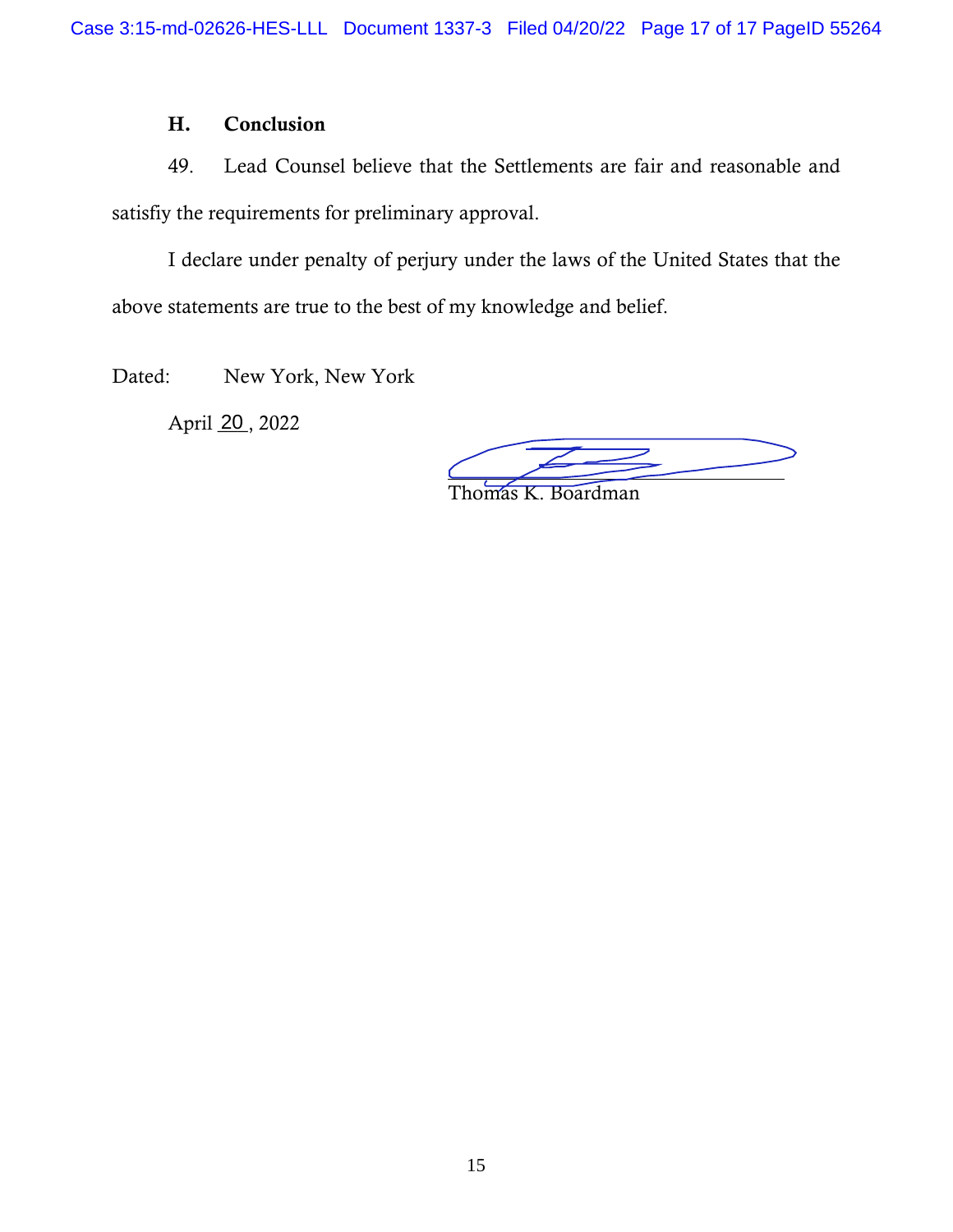### H. Conclusion

49. Lead Counsel believe that the Settlements are fair and reasonable and satisfiy the requirements for preliminary approval.

I declare under penalty of perjury under the laws of the United States that the above statements are true to the best of my knowledge and belief.

Dated: New York, New York

April 20, 2022

Thomas K. Boardman